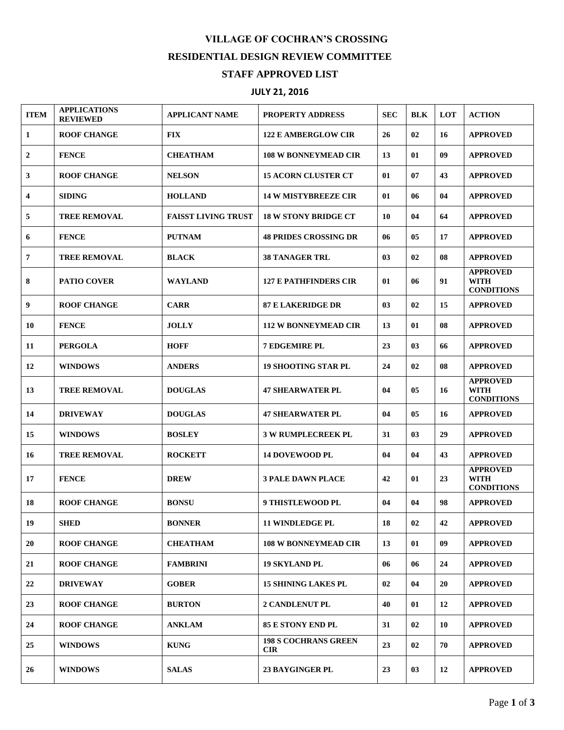# VILLAGE OF COCHRAN'S CROSSING

## RESIDENTIAL DESIGN REVIEW COMMITTEE

## STAFF APPROVED LIST

### JULY 21, 2016

| ITEM | APPLICATIONS REVIEWED | APPLICANT NAME | PROPERTY ADDRESS | SEC | BLK | LOT | ACTION |
|---|---|---|---|---|---|---|---|
| 1 | ROOF CHANGE | FIX | 122 E AMBERGLOW CIR | 26 | 02 | 16 | APPROVED |
| 2 | FENCE | CHEATHAM | 108 W BONNEYMEAD CIR | 13 | 01 | 09 | APPROVED |
| 3 | ROOF CHANGE | NELSON | 15 ACORN CLUSTER CT | 01 | 07 | 43 | APPROVED |
| 4 | SIDING | HOLLAND | 14 W MISTYBREEZE CIR | 01 | 06 | 04 | APPROVED |
| 5 | TREE REMOVAL | FAISST LIVING TRUST | 18 W STONY BRIDGE CT | 10 | 04 | 64 | APPROVED |
| 6 | FENCE | PUTNAM | 48 PRIDES CROSSING DR | 06 | 05 | 17 | APPROVED |
| 7 | TREE REMOVAL | BLACK | 38 TANAGER TRL | 03 | 02 | 08 | APPROVED |
| 8 | PATIO COVER | WAYLAND | 127 E PATHFINDERS CIR | 01 | 06 | 91 | APPROVED WITH CONDITIONS |
| 9 | ROOF CHANGE | CARR | 87 E LAKERIDGE DR | 03 | 02 | 15 | APPROVED |
| 10 | FENCE | JOLLY | 112 W BONNEYMEAD CIR | 13 | 01 | 08 | APPROVED |
| 11 | PERGOLA | HOFF | 7 EDGEMIRE PL | 23 | 03 | 66 | APPROVED |
| 12 | WINDOWS | ANDERS | 19 SHOOTING STAR PL | 24 | 02 | 08 | APPROVED |
| 13 | TREE REMOVAL | DOUGLAS | 47 SHEARWATER PL | 04 | 05 | 16 | APPROVED WITH CONDITIONS |
| 14 | DRIVEWAY | DOUGLAS | 47 SHEARWATER PL | 04 | 05 | 16 | APPROVED |
| 15 | WINDOWS | BOSLEY | 3 W RUMPLECREEK PL | 31 | 03 | 29 | APPROVED |
| 16 | TREE REMOVAL | ROCKETT | 14 DOVEWOOD PL | 04 | 04 | 43 | APPROVED |
| 17 | FENCE | DREW | 3 PALE DAWN PLACE | 42 | 01 | 23 | APPROVED WITH CONDITIONS |
| 18 | ROOF CHANGE | BONSU | 9 THISTLEWOOD PL | 04 | 04 | 98 | APPROVED |
| 19 | SHED | BONNER | 11 WINDLEDGE PL | 18 | 02 | 42 | APPROVED |
| 20 | ROOF CHANGE | CHEATHAM | 108 W BONNEYMEAD CIR | 13 | 01 | 09 | APPROVED |
| 21 | ROOF CHANGE | FAMBRINI | 19 SKYLAND PL | 06 | 06 | 24 | APPROVED |
| 22 | DRIVEWAY | GOBER | 15 SHINING LAKES PL | 02 | 04 | 20 | APPROVED |
| 23 | ROOF CHANGE | BURTON | 2 CANDLENUT PL | 40 | 01 | 12 | APPROVED |
| 24 | ROOF CHANGE | ANKLAM | 85 E STONY END PL | 31 | 02 | 10 | APPROVED |
| 25 | WINDOWS | KUNG | 198 S COCHRANS GREEN CIR | 23 | 02 | 70 | APPROVED |
| 26 | WINDOWS | SALAS | 23 BAYGINGER PL | 23 | 03 | 12 | APPROVED |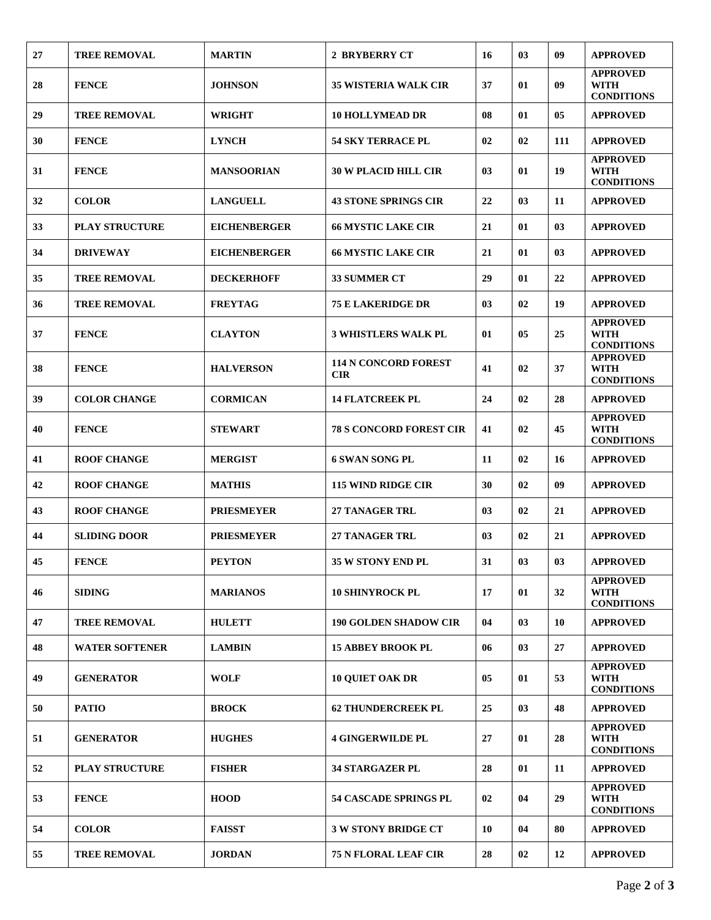| 27 | TREE REMOVAL | MARTIN | 2 BRYBERRY CT | 16 | 03 | 09 | APPROVED |
|---|---|---|---|---|---|---|---|
| 28 | FENCE | JOHNSON | 35 WISTERIA WALK CIR | 37 | 01 | 09 | APPROVED WITH CONDITIONS |
| 29 | TREE REMOVAL | WRIGHT | 10 HOLLYMEAD DR | 08 | 01 | 05 | APPROVED |
| 30 | FENCE | LYNCH | 54 SKY TERRACE PL | 02 | 02 | 111 | APPROVED |
| 31 | FENCE | MANSOORIAN | 30 W PLACID HILL CIR | 03 | 01 | 19 | APPROVED WITH CONDITIONS |
| 32 | COLOR | LANGUELL | 43 STONE SPRINGS CIR | 22 | 03 | 11 | APPROVED |
| 33 | PLAY STRUCTURE | EICHENBERGER | 66 MYSTIC LAKE CIR | 21 | 01 | 03 | APPROVED |
| 34 | DRIVEWAY | EICHENBERGER | 66 MYSTIC LAKE CIR | 21 | 01 | 03 | APPROVED |
| 35 | TREE REMOVAL | DECKERHOFF | 33 SUMMER CT | 29 | 01 | 22 | APPROVED |
| 36 | TREE REMOVAL | FREYTAG | 75 E LAKERIDGE DR | 03 | 02 | 19 | APPROVED |
| 37 | FENCE | CLAYTON | 3 WHISTLERS WALK PL | 01 | 05 | 25 | APPROVED WITH CONDITIONS |
| 38 | FENCE | HALVERSON | 114 N CONCORD FOREST CIR | 41 | 02 | 37 | APPROVED WITH CONDITIONS |
| 39 | COLOR CHANGE | CORMICAN | 14 FLATCREEK PL | 24 | 02 | 28 | APPROVED |
| 40 | FENCE | STEWART | 78 S CONCORD FOREST CIR | 41 | 02 | 45 | APPROVED WITH CONDITIONS |
| 41 | ROOF CHANGE | MERGIST | 6 SWAN SONG PL | 11 | 02 | 16 | APPROVED |
| 42 | ROOF CHANGE | MATHIS | 115 WIND RIDGE CIR | 30 | 02 | 09 | APPROVED |
| 43 | ROOF CHANGE | PRIESMEYER | 27 TANAGER TRL | 03 | 02 | 21 | APPROVED |
| 44 | SLIDING DOOR | PRIESMEYER | 27 TANAGER TRL | 03 | 02 | 21 | APPROVED |
| 45 | FENCE | PEYTON | 35 W STONY END PL | 31 | 03 | 03 | APPROVED |
| 46 | SIDING | MARIANOS | 10 SHINYROCK PL | 17 | 01 | 32 | APPROVED WITH CONDITIONS |
| 47 | TREE REMOVAL | HULETT | 190 GOLDEN SHADOW CIR | 04 | 03 | 10 | APPROVED |
| 48 | WATER SOFTENER | LAMBIN | 15 ABBEY BROOK PL | 06 | 03 | 27 | APPROVED |
| 49 | GENERATOR | WOLF | 10 QUIET OAK DR | 05 | 01 | 53 | APPROVED WITH CONDITIONS |
| 50 | PATIO | BROCK | 62 THUNDERCREEK PL | 25 | 03 | 48 | APPROVED |
| 51 | GENERATOR | HUGHES | 4 GINGERWILDE PL | 27 | 01 | 28 | APPROVED WITH CONDITIONS |
| 52 | PLAY STRUCTURE | FISHER | 34 STARGAZER PL | 28 | 01 | 11 | APPROVED |
| 53 | FENCE | HOOD | 54 CASCADE SPRINGS PL | 02 | 04 | 29 | APPROVED WITH CONDITIONS |
| 54 | COLOR | FAISST | 3 W STONY BRIDGE CT | 10 | 04 | 80 | APPROVED |
| 55 | TREE REMOVAL | JORDAN | 75 N FLORAL LEAF CIR | 28 | 02 | 12 | APPROVED |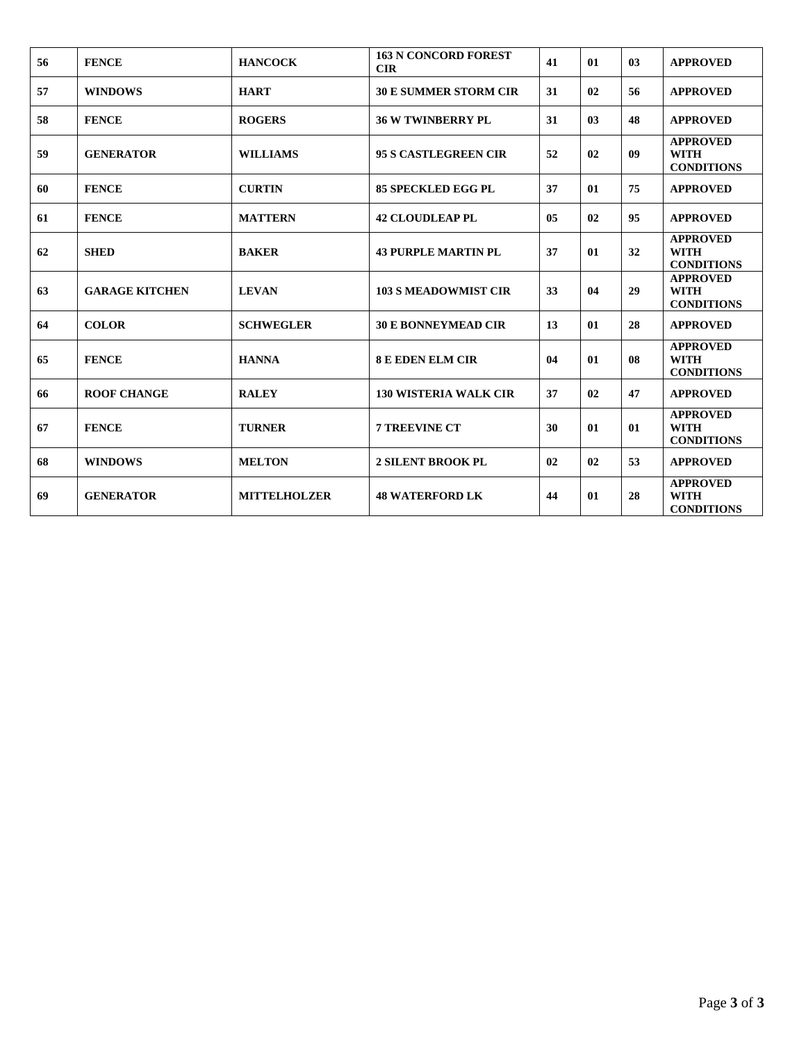| | | | | | | | |
|---|---|---|---|---|---|---|---|
| **56** | **FENCE** | **HANCOCK** | **163 N CONCORD FOREST CIR** | **41** | **01** | **03** | **APPROVED** |
| **57** | **WINDOWS** | **HART** | **30 E SUMMER STORM CIR** | **31** | **02** | **56** | **APPROVED** |
| **58** | **FENCE** | **ROGERS** | **36 W TWINBERRY PL** | **31** | **03** | **48** | **APPROVED** |
| **59** | **GENERATOR** | **WILLIAMS** | **95 S CASTLEGREEN CIR** | **52** | **02** | **09** | **APPROVED WITH CONDITIONS** |
| **60** | **FENCE** | **CURTIN** | **85 SPECKLED EGG PL** | **37** | **01** | **75** | **APPROVED** |
| **61** | **FENCE** | **MATTERN** | **42 CLOUDLEAP PL** | **05** | **02** | **95** | **APPROVED** |
| **62** | **SHED** | **BAKER** | **43 PURPLE MARTIN PL** | **37** | **01** | **32** | **APPROVED WITH CONDITIONS** |
| **63** | **GARAGE KITCHEN** | **LEVAN** | **103 S MEADOWMIST CIR** | **33** | **04** | **29** | **APPROVED WITH CONDITIONS** |
| **64** | **COLOR** | **SCHWEGLER** | **30 E BONNEYMEAD CIR** | **13** | **01** | **28** | **APPROVED** |
| **65** | **FENCE** | **HANNA** | **8 E EDEN ELM CIR** | **04** | **01** | **08** | **APPROVED WITH CONDITIONS** |
| **66** | **ROOF CHANGE** | **RALEY** | **130 WISTERIA WALK CIR** | **37** | **02** | **47** | **APPROVED** |
| **67** | **FENCE** | **TURNER** | **7 TREEVINE CT** | **30** | **01** | **01** | **APPROVED WITH CONDITIONS** |
| **68** | **WINDOWS** | **MELTON** | **2 SILENT BROOK PL** | **02** | **02** | **53** | **APPROVED** |
| **69** | **GENERATOR** | **MITTELHOLZER** | **48 WATERFORD LK** | **44** | **01** | **28** | **APPROVED WITH CONDITIONS** |